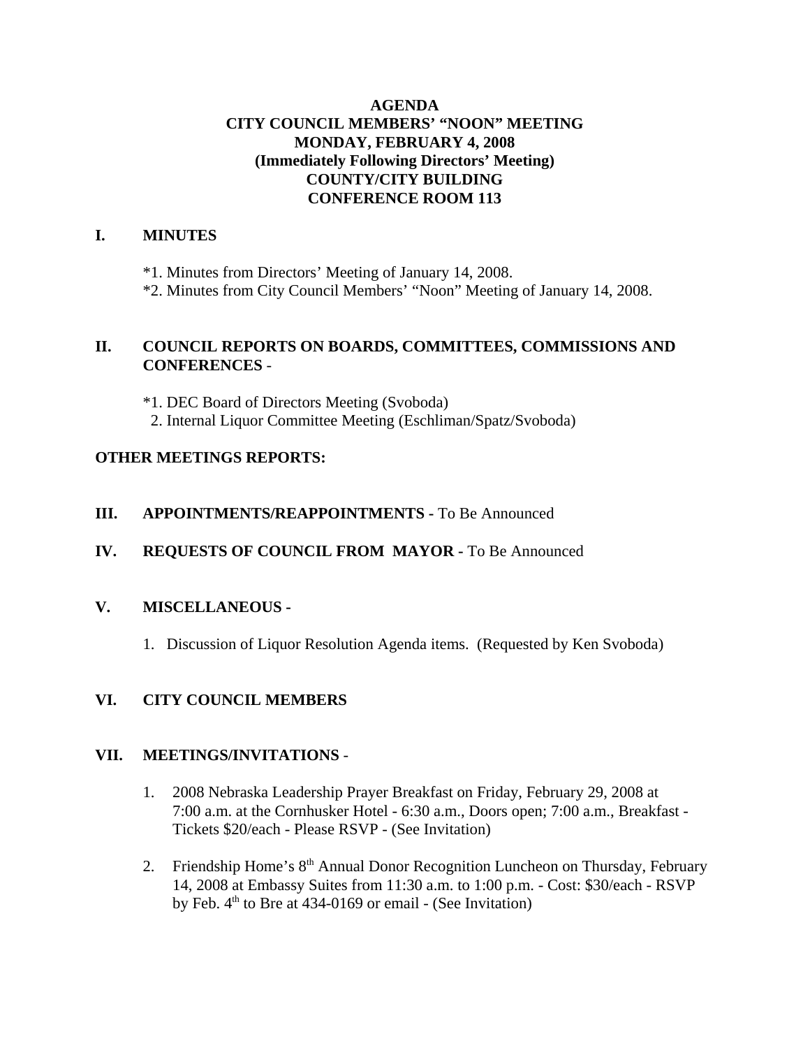**AGENDA**
**CITY COUNCIL MEMBERS' "NOON" MEETING**
**MONDAY, FEBRUARY 4, 2008**
**(Immediately Following Directors' Meeting)**
**COUNTY/CITY BUILDING**
**CONFERENCE ROOM 113**

## I. MINUTES

*1. Minutes from Directors' Meeting of January 14, 2008.
*2. Minutes from City Council Members' "Noon" Meeting of January 14, 2008.

## II. COUNCIL REPORTS ON BOARDS, COMMITTEES, COMMISSIONS AND CONFERENCES -

*1. DEC Board of Directors Meeting (Svoboda)
2. Internal Liquor Committee Meeting (Eschliman/Spatz/Svoboda)

## OTHER MEETINGS REPORTS:

## III. APPOINTMENTS/REAPPOINTMENTS - To Be Announced

## IV. REQUESTS OF COUNCIL FROM MAYOR - To Be Announced

## V. MISCELLANEOUS -

1. Discussion of Liquor Resolution Agenda items. (Requested by Ken Svoboda)

## VI. CITY COUNCIL MEMBERS

## VII. MEETINGS/INVITATIONS -

1. 2008 Nebraska Leadership Prayer Breakfast on Friday, February 29, 2008 at 7:00 a.m. at the Cornhusker Hotel - 6:30 a.m., Doors open; 7:00 a.m., Breakfast - Tickets $20/each - Please RSVP - (See Invitation)

2. Friendship Home's 8th Annual Donor Recognition Luncheon on Thursday, February 14, 2008 at Embassy Suites from 11:30 a.m. to 1:00 p.m. - Cost: $30/each - RSVP by Feb. 4th to Bre at 434-0169 or email - (See Invitation)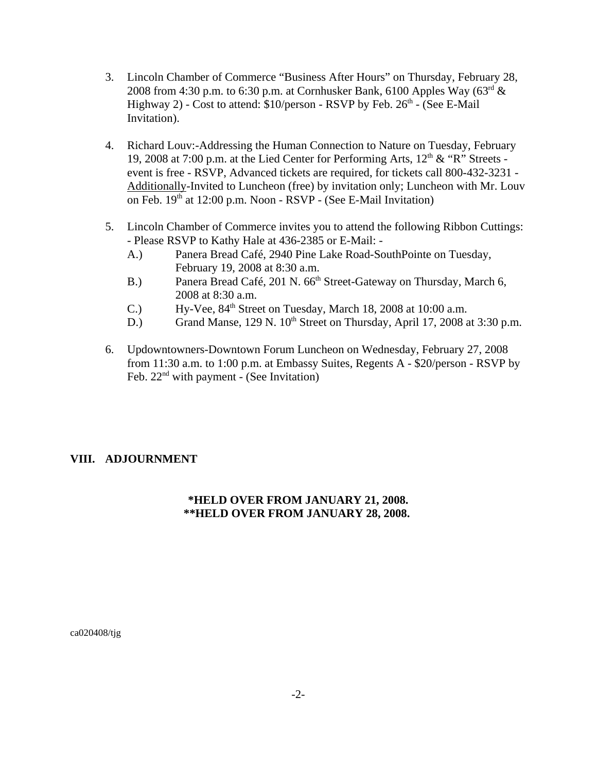3. Lincoln Chamber of Commerce "Business After Hours" on Thursday, February 28, 2008 from 4:30 p.m. to 6:30 p.m. at Cornhusker Bank, 6100 Apples Way (63rd & Highway 2) - Cost to attend: $10/person - RSVP by Feb. 26th - (See E-Mail Invitation).

4. Richard Louv:-Addressing the Human Connection to Nature on Tuesday, February 19, 2008 at 7:00 p.m. at the Lied Center for Performing Arts, 12th & "R" Streets - event is free - RSVP, Advanced tickets are required, for tickets call 800-432-3231 - Additionally-Invited to Luncheon (free) by invitation only; Luncheon with Mr. Louv on Feb. 19th at 12:00 p.m. Noon - RSVP - (See E-Mail Invitation)

5. Lincoln Chamber of Commerce invites you to attend the following Ribbon Cuttings: - Please RSVP to Kathy Hale at 436-2385 or E-Mail: -
   - A.) Panera Bread Café, 2940 Pine Lake Road-SouthPointe on Tuesday, February 19, 2008 at 8:30 a.m.
   - B.) Panera Bread Café, 201 N. 66th Street-Gateway on Thursday, March 6, 2008 at 8:30 a.m.
   - C.) Hy-Vee, 84th Street on Tuesday, March 18, 2008 at 10:00 a.m.
   - D.) Grand Manse, 129 N. 10th Street on Thursday, April 17, 2008 at 3:30 p.m.

6. Updowntowners-Downtown Forum Luncheon on Wednesday, February 27, 2008 from 11:30 a.m. to 1:00 p.m. at Embassy Suites, Regents A - $20/person - RSVP by Feb. 22nd with payment - (See Invitation)

## VIII. ADJOURNMENT

**\*HELD OVER FROM JANUARY 21, 2008.**
**\*\*HELD OVER FROM JANUARY 28, 2008.**

ca020408/tjg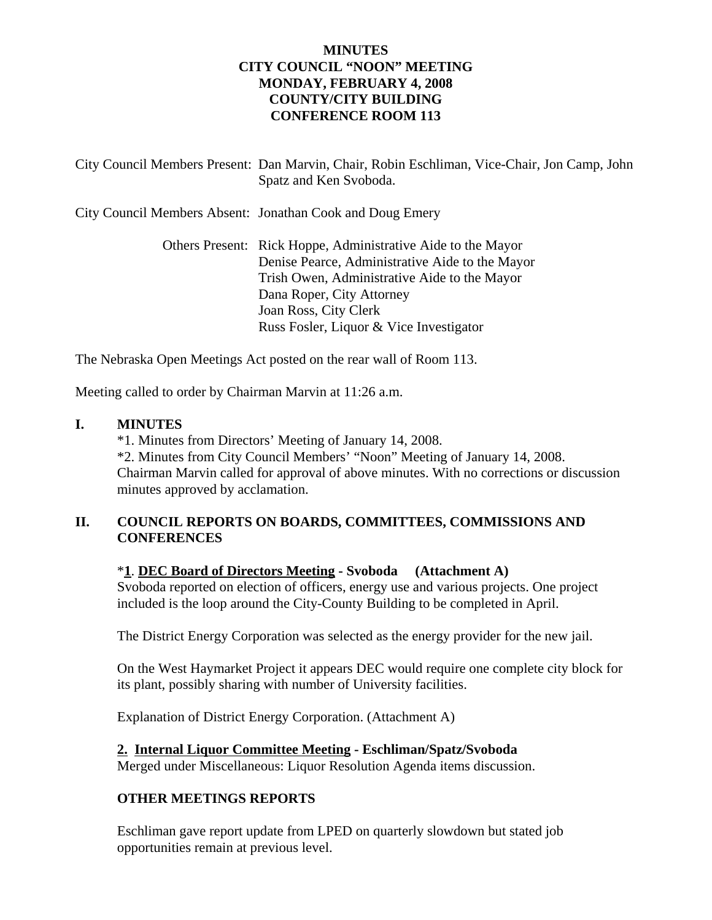**MINUTES**
**CITY COUNCIL "NOON" MEETING**
**MONDAY, FEBRUARY 4, 2008**
**COUNTY/CITY BUILDING**
**CONFERENCE ROOM 113**

City Council Members Present: Dan Marvin, Chair, Robin Eschliman, Vice-Chair, Jon Camp, John Spatz and Ken Svoboda.

City Council Members Absent: Jonathan Cook and Doug Emery

Others Present: Rick Hoppe, Administrative Aide to the Mayor
Denise Pearce, Administrative Aide to the Mayor
Trish Owen, Administrative Aide to the Mayor
Dana Roper, City Attorney
Joan Ross, City Clerk
Russ Fosler, Liquor & Vice Investigator

The Nebraska Open Meetings Act posted on the rear wall of Room 113.

Meeting called to order by Chairman Marvin at 11:26 a.m.

**I. MINUTES**

*1. Minutes from Directors' Meeting of January 14, 2008.
*2. Minutes from City Council Members' "Noon" Meeting of January 14, 2008.
Chairman Marvin called for approval of above minutes. With no corrections or discussion minutes approved by acclamation.

**II. COUNCIL REPORTS ON BOARDS, COMMITTEES, COMMISSIONS AND CONFERENCES**

*__1__. __DEC Board of Directors Meeting__ **- Svoboda (Attachment A)**
Svoboda reported on election of officers, energy use and various projects. One project included is the loop around the City-County Building to be completed in April.

The District Energy Corporation was selected as the energy provider for the new jail.

On the West Haymarket Project it appears DEC would require one complete city block for its plant, possibly sharing with number of University facilities.

Explanation of District Energy Corporation. (Attachment A)

**__2. Internal Liquor Committee Meeting__ - Eschliman/Spatz/Svoboda**
Merged under Miscellaneous: Liquor Resolution Agenda items discussion.

**OTHER MEETINGS REPORTS**

Eschliman gave report update from LPED on quarterly slowdown but stated job opportunities remain at previous level.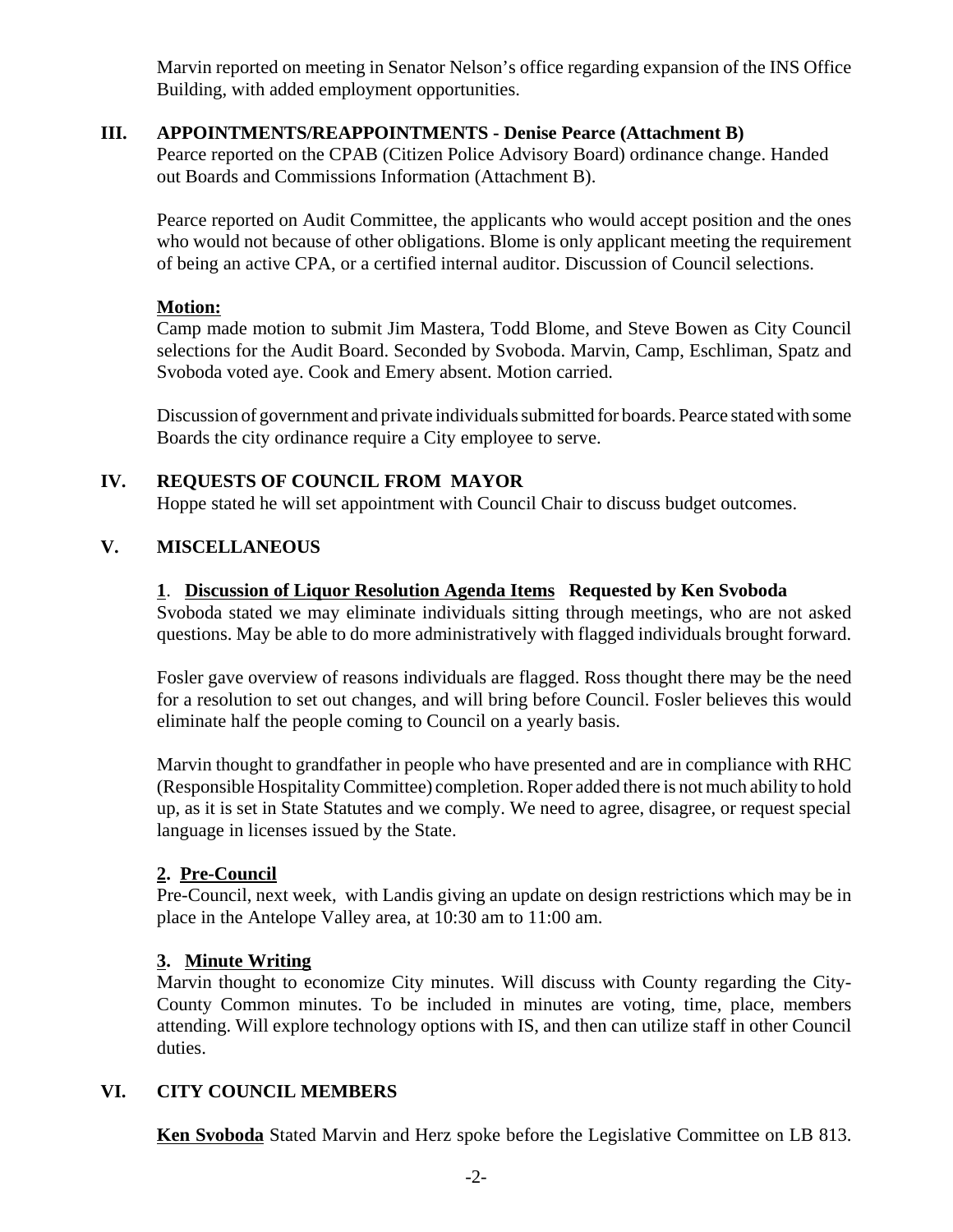Marvin reported on meeting in Senator Nelson's office regarding expansion of the INS Office Building, with added employment opportunities.

## III. APPOINTMENTS/REAPPOINTMENTS - Denise Pearce (Attachment B)

Pearce reported on the CPAB (Citizen Police Advisory Board) ordinance change. Handed out Boards and Commissions Information (Attachment B).

Pearce reported on Audit Committee, the applicants who would accept position and the ones who would not because of other obligations. Blome is only applicant meeting the requirement of being an active CPA, or a certified internal auditor. Discussion of Council selections.

**Motion:**

Camp made motion to submit Jim Mastera, Todd Blome, and Steve Bowen as City Council selections for the Audit Board. Seconded by Svoboda. Marvin, Camp, Eschliman, Spatz and Svoboda voted aye. Cook and Emery absent. Motion carried.

Discussion of government and private individuals submitted for boards. Pearce stated with some Boards the city ordinance require a City employee to serve.

## IV. REQUESTS OF COUNCIL FROM MAYOR

Hoppe stated he will set appointment with Council Chair to discuss budget outcomes.

## V. MISCELLANEOUS

**1. Discussion of Liquor Resolution Agenda Items Requested by Ken Svoboda**

Svoboda stated we may eliminate individuals sitting through meetings, who are not asked questions. May be able to do more administratively with flagged individuals brought forward.

Fosler gave overview of reasons individuals are flagged. Ross thought there may be the need for a resolution to set out changes, and will bring before Council. Fosler believes this would eliminate half the people coming to Council on a yearly basis.

Marvin thought to grandfather in people who have presented and are in compliance with RHC (Responsible Hospitality Committee) completion. Roper added there is not much ability to hold up, as it is set in State Statutes and we comply. We need to agree, disagree, or request special language in licenses issued by the State.

**2. Pre-Council**

Pre-Council, next week, with Landis giving an update on design restrictions which may be in place in the Antelope Valley area, at 10:30 am to 11:00 am.

**3. Minute Writing**

Marvin thought to economize City minutes. Will discuss with County regarding the City-County Common minutes. To be included in minutes are voting, time, place, members attending. Will explore technology options with IS, and then can utilize staff in other Council duties.

## VI. CITY COUNCIL MEMBERS

**Ken Svoboda** Stated Marvin and Herz spoke before the Legislative Committee on LB 813.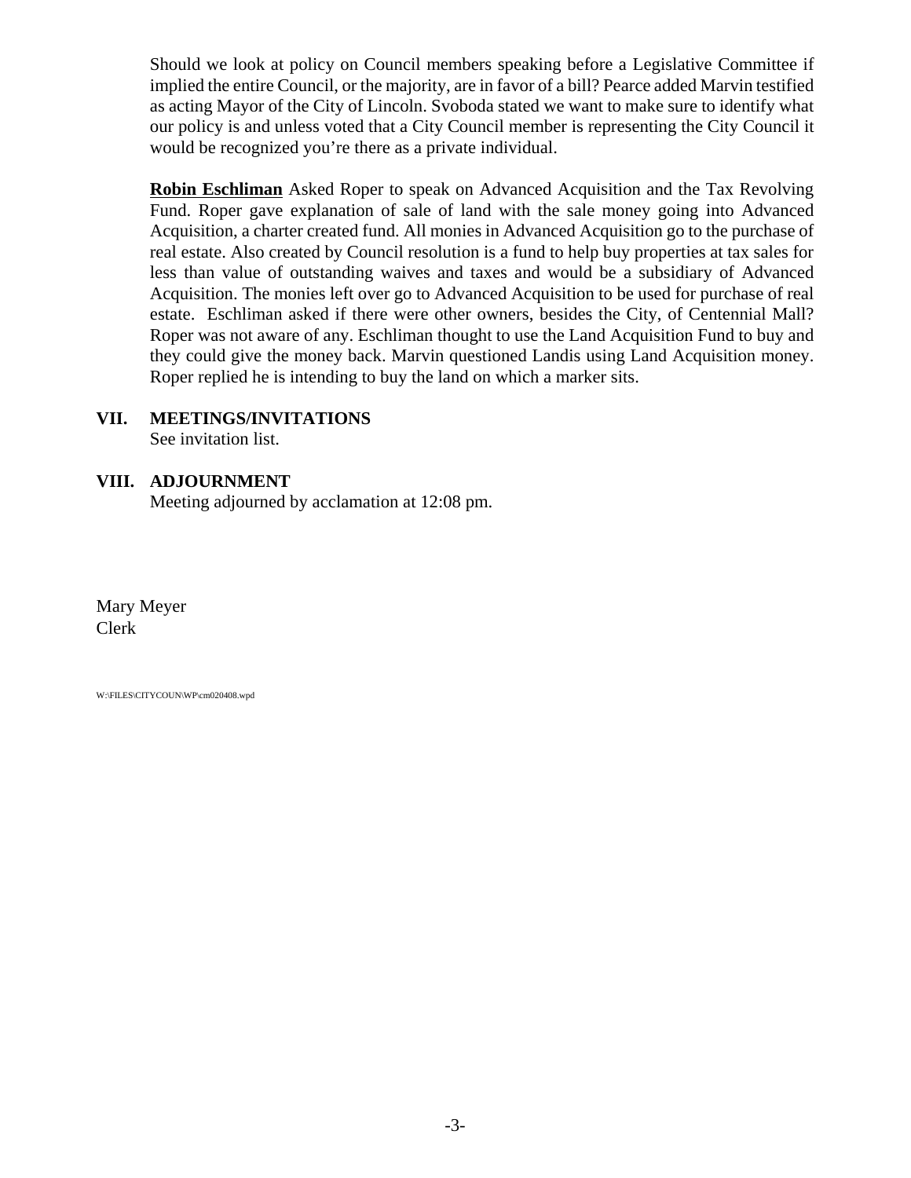Should we look at policy on Council members speaking before a Legislative Committee if implied the entire Council, or the majority, are in favor of a bill? Pearce added Marvin testified as acting Mayor of the City of Lincoln. Svoboda stated we want to make sure to identify what our policy is and unless voted that a City Council member is representing the City Council it would be recognized you're there as a private individual.

**Robin Eschliman** Asked Roper to speak on Advanced Acquisition and the Tax Revolving Fund. Roper gave explanation of sale of land with the sale money going into Advanced Acquisition, a charter created fund. All monies in Advanced Acquisition go to the purchase of real estate. Also created by Council resolution is a fund to help buy properties at tax sales for less than value of outstanding waives and taxes and would be a subsidiary of Advanced Acquisition. The monies left over go to Advanced Acquisition to be used for purchase of real estate. Eschliman asked if there were other owners, besides the City, of Centennial Mall? Roper was not aware of any. Eschliman thought to use the Land Acquisition Fund to buy and they could give the money back. Marvin questioned Landis using Land Acquisition money. Roper replied he is intending to buy the land on which a marker sits.

## VII. MEETINGS/INVITATIONS

See invitation list.

## VIII. ADJOURNMENT

Meeting adjourned by acclamation at 12:08 pm.

Mary Meyer
Clerk

W:\FILES\CITYCOUN\WP\cm020408.wpd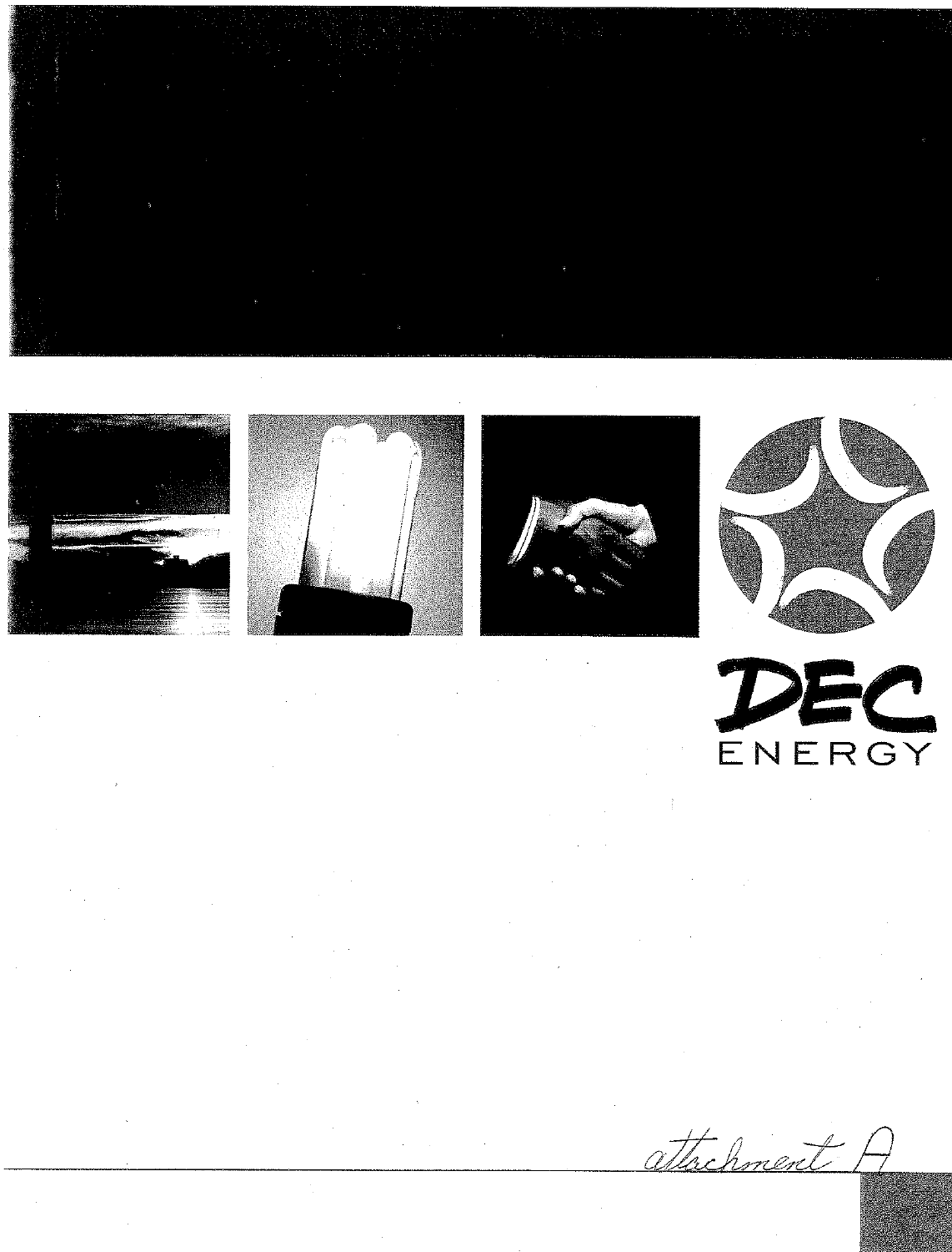DEC
ENERGY

attachment A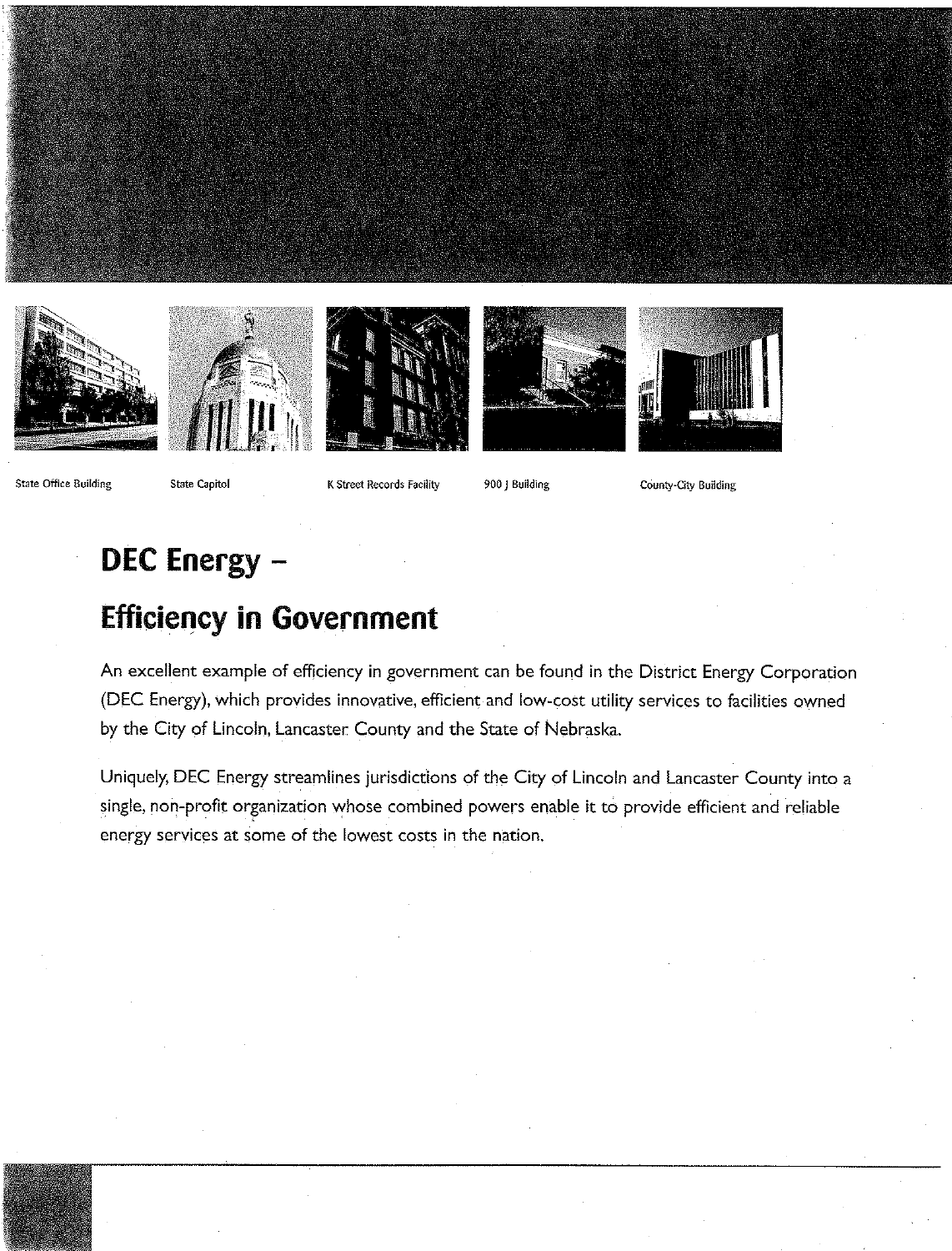State Office Building

State Capitol

K Street Records Facility

900 J Building

County-City Building

# DEC Energy – Efficiency in Government

An excellent example of efficiency in government can be found in the District Energy Corporation (DEC Energy), which provides innovative, efficient and low-cost utility services to facilities owned by the City of Lincoln, Lancaster County and the State of Nebraska.

Uniquely, DEC Energy streamlines jurisdictions of the City of Lincoln and Lancaster County into a single, non-profit organization whose combined powers enable it to provide efficient and reliable energy services at some of the lowest costs in the nation.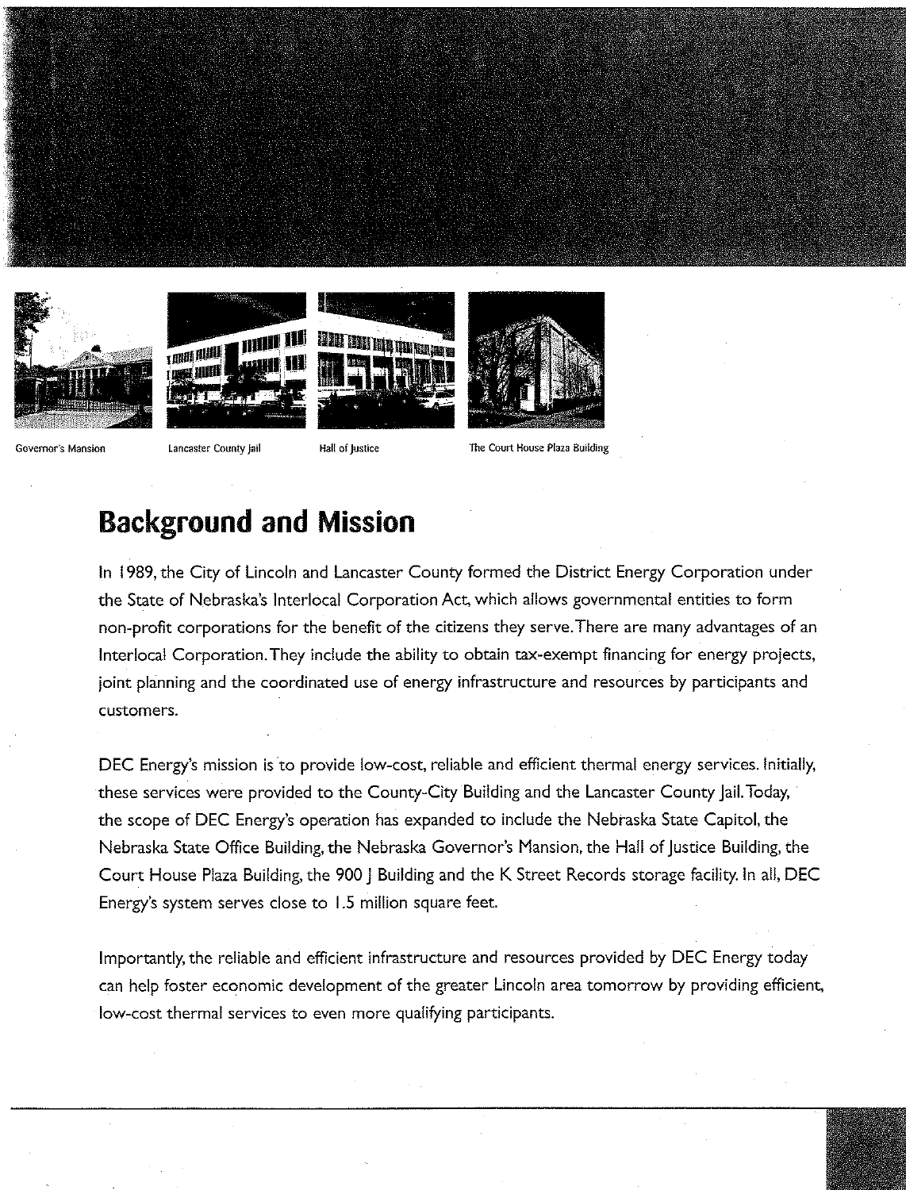Governor's Mansion

Lancaster County Jail

Hall of Justice

The Court House Plaza Building

## Background and Mission

In 1989, the City of Lincoln and Lancaster County formed the District Energy Corporation under the State of Nebraska's Interlocal Corporation Act, which allows governmental entities to form non-profit corporations for the benefit of the citizens they serve. There are many advantages of an Interlocal Corporation. They include the ability to obtain tax-exempt financing for energy projects, joint planning and the coordinated use of energy infrastructure and resources by participants and customers.

DEC Energy's mission is to provide low-cost, reliable and efficient thermal energy services. Initially, these services were provided to the County-City Building and the Lancaster County Jail. Today, the scope of DEC Energy's operation has expanded to include the Nebraska State Capitol, the Nebraska State Office Building, the Nebraska Governor's Mansion, the Hall of Justice Building, the Court House Plaza Building, the 900 J Building and the K Street Records storage facility. In all, DEC Energy's system serves close to 1.5 million square feet.

Importantly, the reliable and efficient infrastructure and resources provided by DEC Energy today can help foster economic development of the greater Lincoln area tomorrow by providing efficient, low-cost thermal services to even more qualifying participants.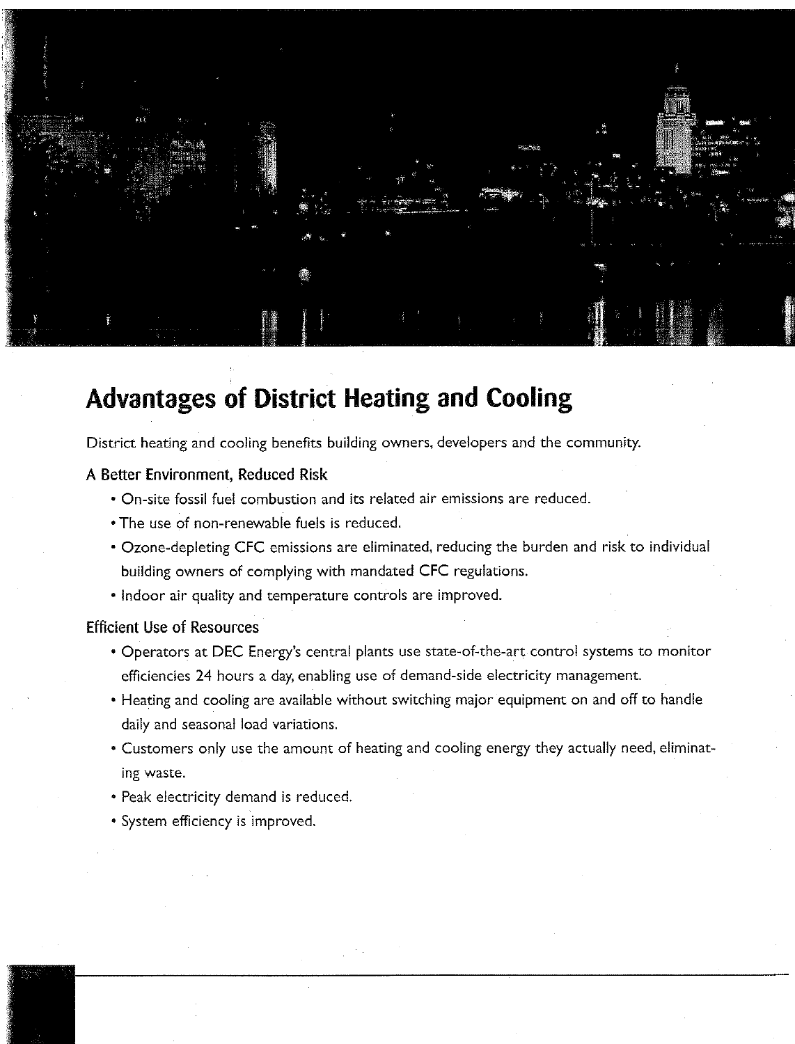# Advantages of District Heating and Cooling

District heating and cooling benefits building owners, developers and the community.

### A Better Environment, Reduced Risk

- On-site fossil fuel combustion and its related air emissions are reduced.
- The use of non-renewable fuels is reduced.
- Ozone-depleting CFC emissions are eliminated, reducing the burden and risk to individual building owners of complying with mandated CFC regulations.
- Indoor air quality and temperature controls are improved.

### Efficient Use of Resources

- Operators at DEC Energy's central plants use state-of-the-art control systems to monitor efficiencies 24 hours a day, enabling use of demand-side electricity management.
- Heating and cooling are available without switching major equipment on and off to handle daily and seasonal load variations.
- Customers only use the amount of heating and cooling energy they actually need, eliminating waste.
- Peak electricity demand is reduced.
- System efficiency is improved.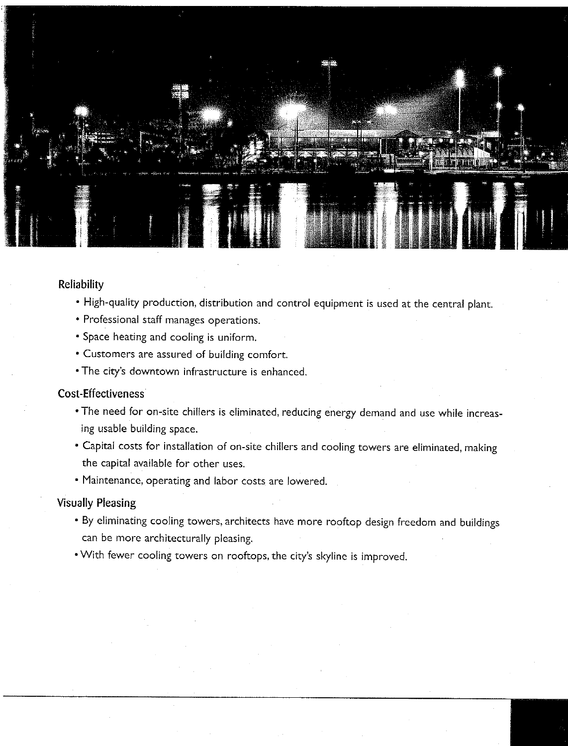## Reliability

- High-quality production, distribution and control equipment is used at the central plant.
- Professional staff manages operations.
- Space heating and cooling is uniform.
- Customers are assured of building comfort.
- The city's downtown infrastructure is enhanced.

## Cost-Effectiveness

- The need for on-site chillers is eliminated, reducing energy demand and use while increasing usable building space.
- Capital costs for installation of on-site chillers and cooling towers are eliminated, making the capital available for other uses.
- Maintenance, operating and labor costs are lowered.

## Visually Pleasing

- By eliminating cooling towers, architects have more rooftop design freedom and buildings can be more architecturally pleasing.
- With fewer cooling towers on rooftops, the city's skyline is improved.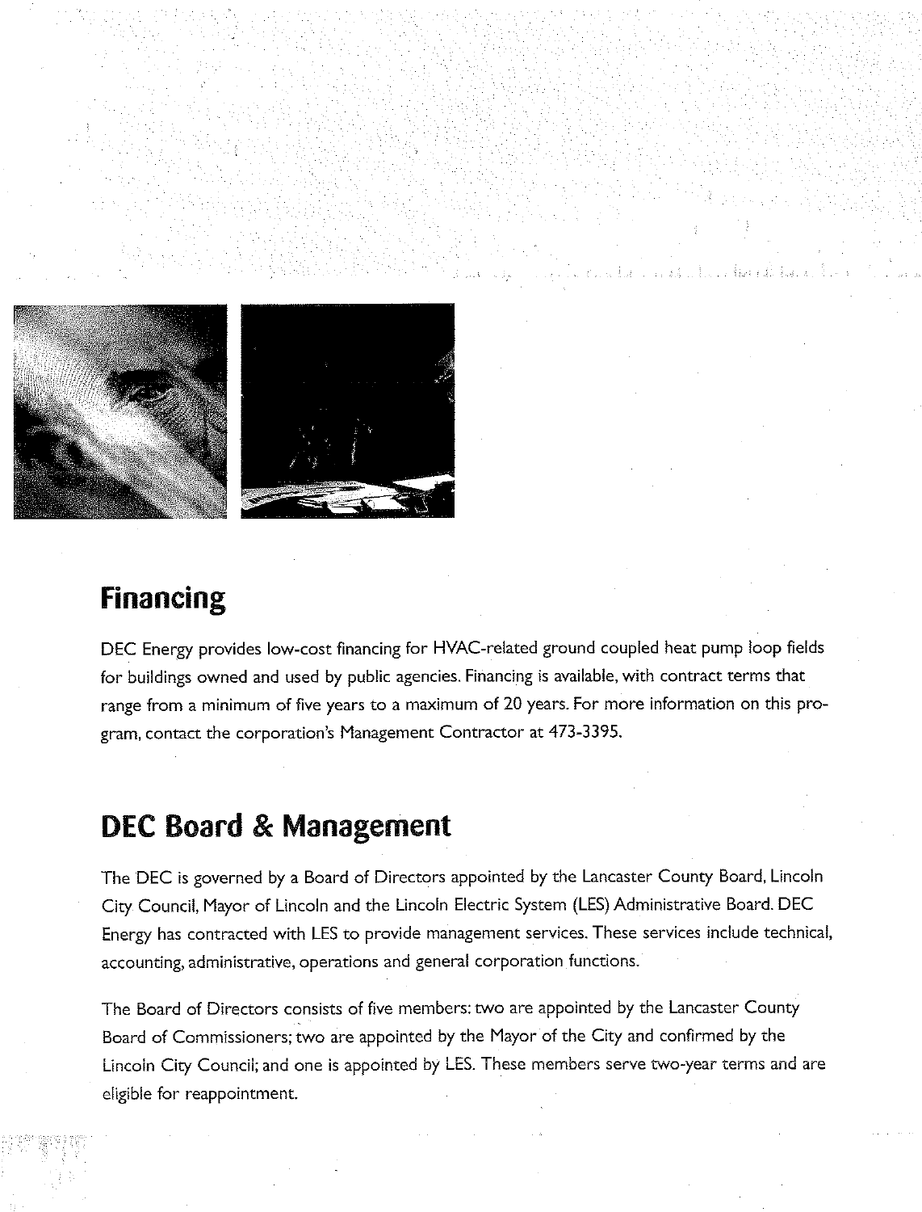## Financing

DEC Energy provides low-cost financing for HVAC-related ground coupled heat pump loop fields for buildings owned and used by public agencies. Financing is available, with contract terms that range from a minimum of five years to a maximum of 20 years. For more information on this program, contact the corporation's Management Contractor at 473-3395.

## DEC Board & Management

The DEC is governed by a Board of Directors appointed by the Lancaster County Board, Lincoln City Council, Mayor of Lincoln and the Lincoln Electric System (LES) Administrative Board. DEC Energy has contracted with LES to provide management services. These services include technical, accounting, administrative, operations and general corporation functions.

The Board of Directors consists of five members: two are appointed by the Lancaster County Board of Commissioners; two are appointed by the Mayor of the City and confirmed by the Lincoln City Council; and one is appointed by LES. These members serve two-year terms and are eligible for reappointment.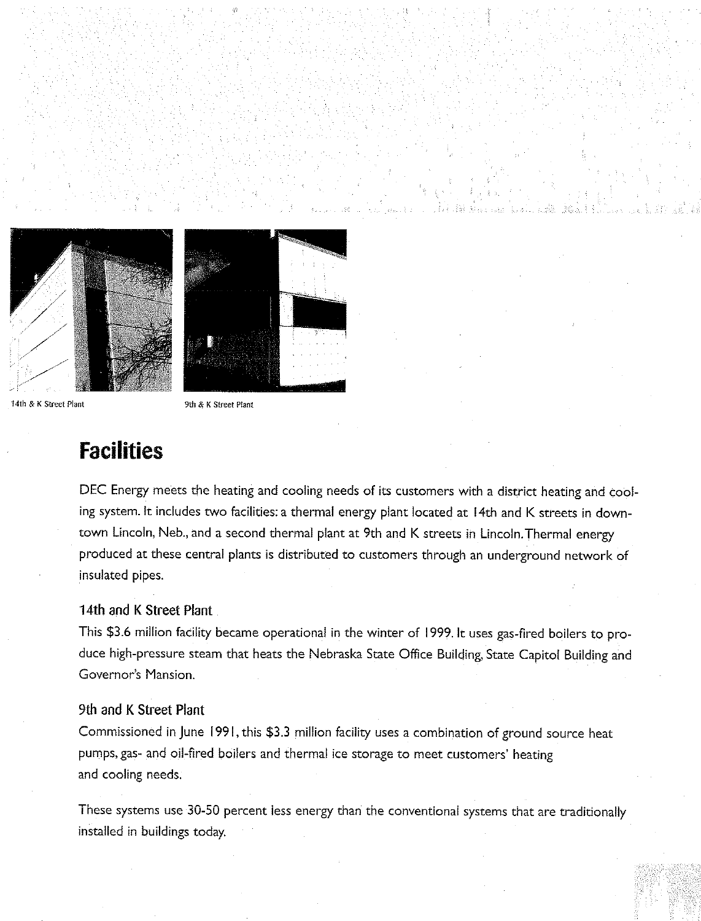14th & K Street Plant

9th & K Street Plant

## Facilities

DEC Energy meets the heating and cooling needs of its customers with a district heating and cooling system. It includes two facilities: a thermal energy plant located at 14th and K streets in downtown Lincoln, Neb., and a second thermal plant at 9th and K streets in Lincoln. Thermal energy produced at these central plants is distributed to customers through an underground network of insulated pipes.

### 14th and K Street Plant

This $3.6 million facility became operational in the winter of 1999. It uses gas-fired boilers to produce high-pressure steam that heats the Nebraska State Office Building, State Capitol Building and Governor's Mansion.

### 9th and K Street Plant

Commissioned in June 1991, this $3.3 million facility uses a combination of ground source heat pumps, gas- and oil-fired boilers and thermal ice storage to meet customers' heating and cooling needs.

These systems use 30-50 percent less energy than the conventional systems that are traditionally installed in buildings today.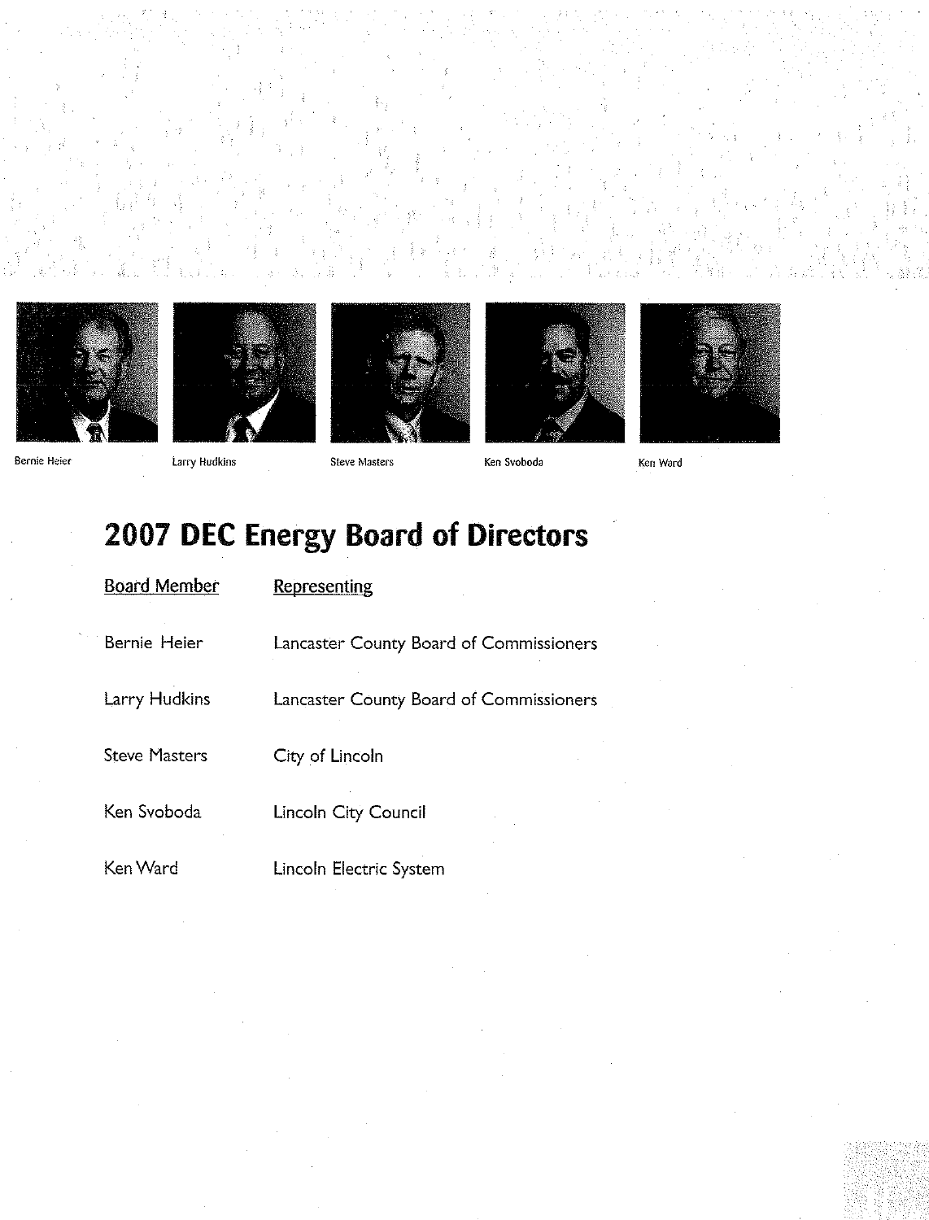Bernie Heier Larry Hudkins Steve Masters Ken Svoboda Ken Ward

# 2007 DEC Energy Board of Directors

| Board Member | Representing |
|---|---|
| Bernie Heier | Lancaster County Board of Commissioners |
| Larry Hudkins | Lancaster County Board of Commissioners |
| Steve Masters | City of Lincoln |
| Ken Svoboda | Lincoln City Council |
| Ken Ward | Lincoln Electric System |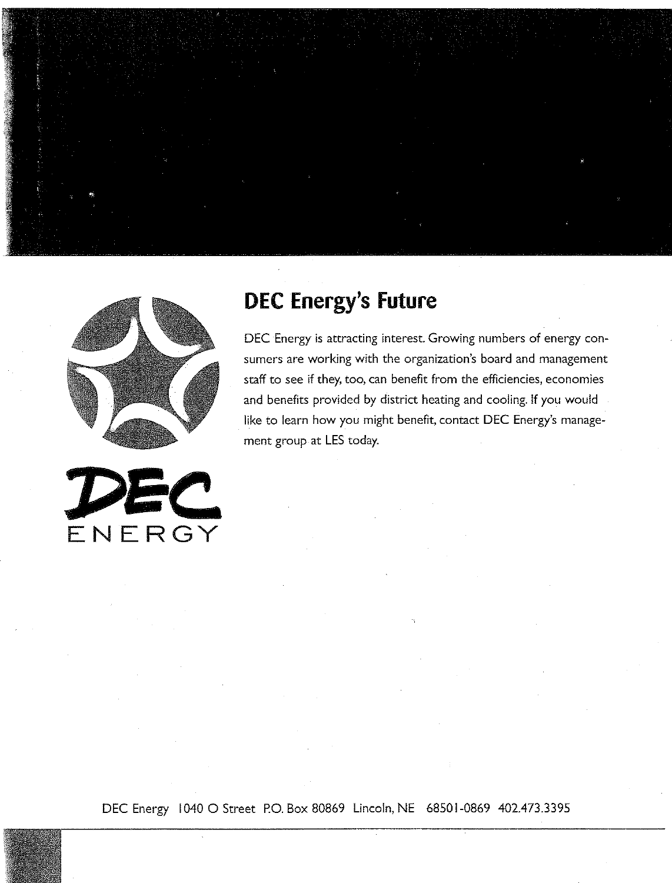DEC
ENERGY

## DEC Energy's Future

DEC Energy is attracting interest. Growing numbers of energy consumers are working with the organization's board and management staff to see if they, too, can benefit from the efficiencies, economies and benefits provided by district heating and cooling. If you would like to learn how you might benefit, contact DEC Energy's management group at LES today.

DEC Energy 1040 O Street P.O. Box 80869 Lincoln, NE 68501-0869 402.473.3395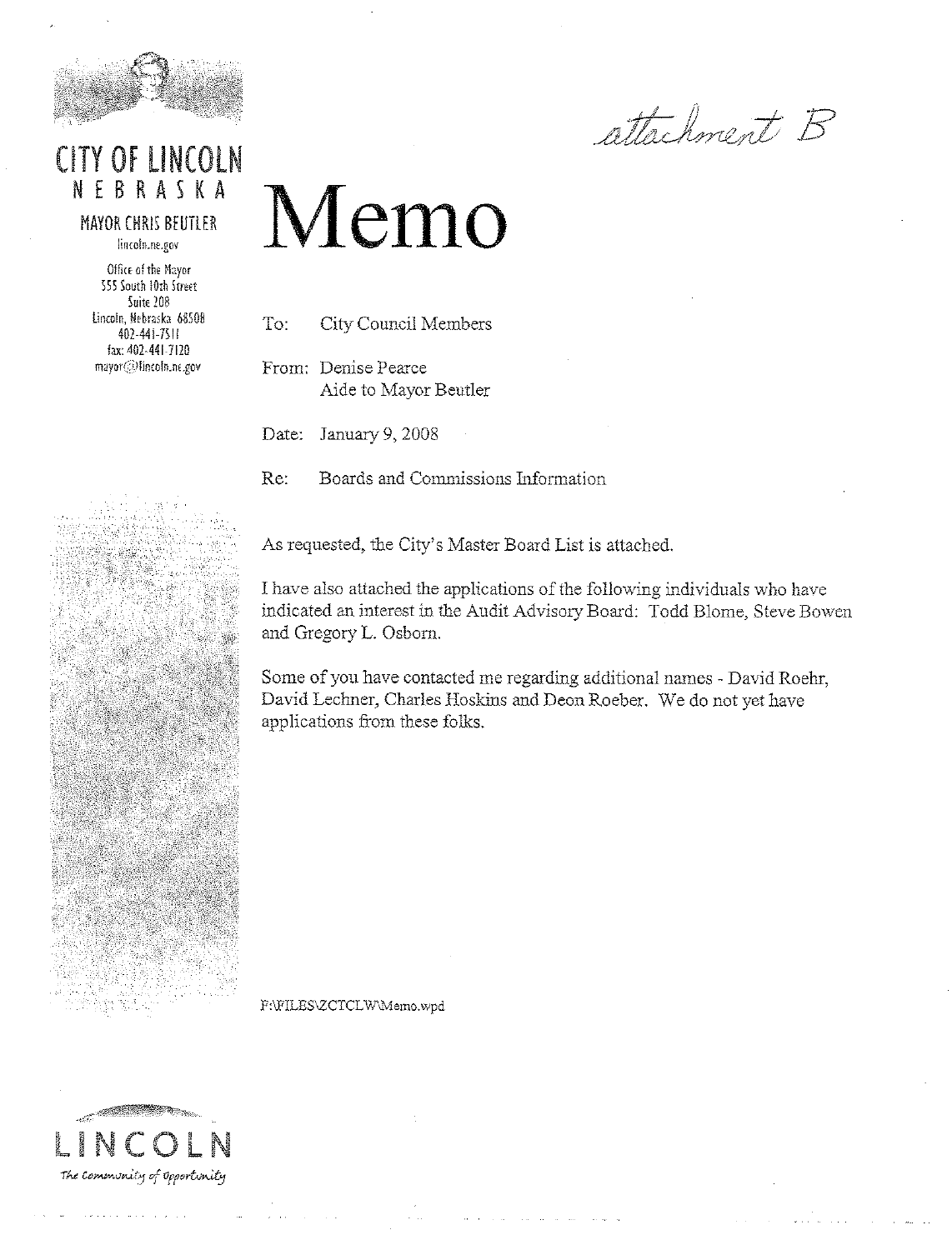*attachment B*

**CITY OF LINCOLN**
**NEBRASKA**

MAYOR CHRIS BEUTLER

lincoln.ne.gov

Office of the Mayor
555 South 10th Street
Suite 208
Lincoln, Nebraska 68508
402-441-7511
fax: 402-441-7120
mayor@lincoln.ne.gov

# Memo

To: City Council Members

From: Denise Pearce
Aide to Mayor Beutler

Date: January 9, 2008

Re: Boards and Commissions Information

As requested, the City's Master Board List is attached.

I have also attached the applications of the following individuals who have indicated an interest in the Audit Advisory Board: Todd Blome, Steve Bowen and Gregory L. Osborn.

Some of you have contacted me regarding additional names - David Roehr, David Lechner, Charles Hoskins and Deon Roeber. We do not yet have applications from these folks.

F:\FILES\ZCTCLW\Memo.wpd

LINCOLN

*The Community of Opportunity*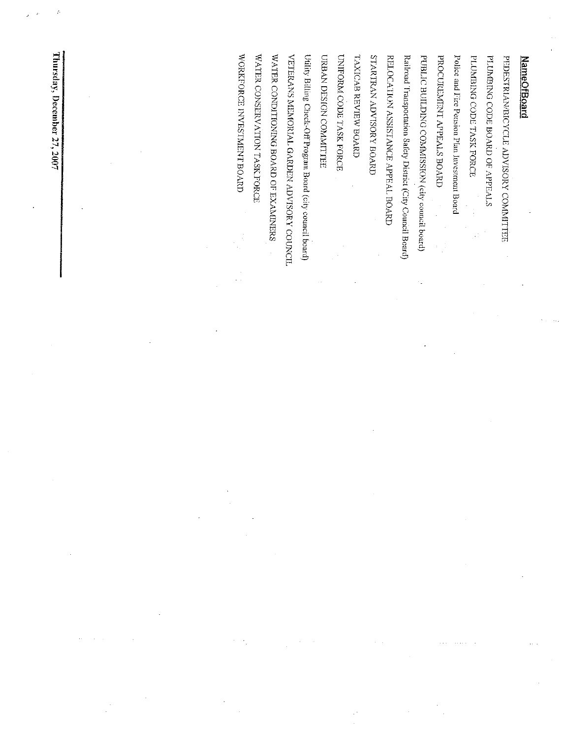**NameOfBoard**

PEDESTRIAN/BICYCLE ADVISORY COMMITTEE

PLUMBING CODE BOARD OF APPEALS

PLUMBING CODE TASK FORCE

Police and Fire Pension Plan Investment Board

PROCUREMENT APPEALS BOARD

PUBLIC BUILDING COMMISSION (city council board)

Railroad Transportation Safety District (City Council Board)

RELOCATION ASSISTANCE APPEAL BOARD

STARTRAN ADVISORY BOARD

TAXICAB REVIEW BOARD

UNIFORM CODE TASK FORCE

URBAN DESIGN COMMITTEE

Utility Billing Check-Off Program Board (city council board)

VETERANS MEMORIAL GARDEN ADVISORY COUNCIL

WATER CONDITIONING BOARD OF EXAMINERS

WATER CONSERVATION TASK FORCE

WORKFORCE INVESTMENT BOARD

Thursday, December 27, 2007